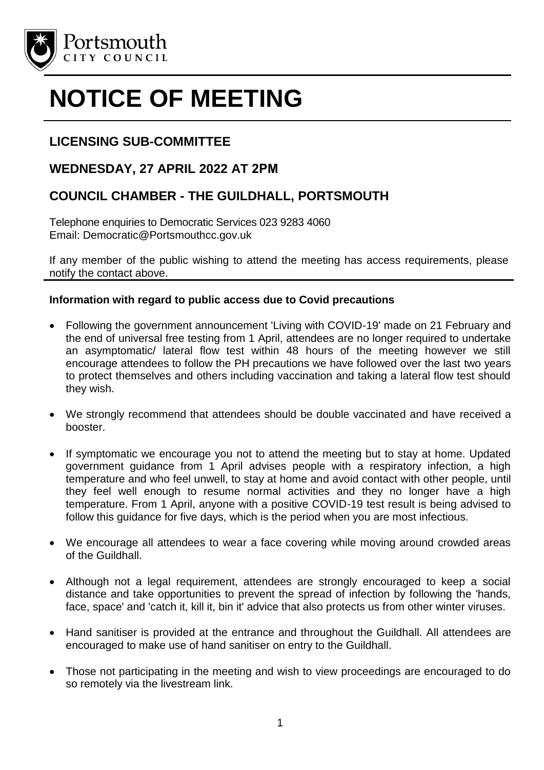Portsmouth
CITY COUNCIL

# NOTICE OF MEETING

## LICENSING SUB-COMMITTEE

## WEDNESDAY, 27 APRIL 2022 AT 2PM

## COUNCIL CHAMBER - THE GUILDHALL, PORTSMOUTH

Telephone enquiries to Democratic Services 023 9283 4060
Email: Democratic@Portsmouthcc.gov.uk

If any member of the public wishing to attend the meeting has access requirements, please notify the contact above.

**Information with regard to public access due to Covid precautions**

- Following the government announcement 'Living with COVID-19' made on 21 February and the end of universal free testing from 1 April, attendees are no longer required to undertake an asymptomatic/ lateral flow test within 48 hours of the meeting however we still encourage attendees to follow the PH precautions we have followed over the last two years to protect themselves and others including vaccination and taking a lateral flow test should they wish.
- We strongly recommend that attendees should be double vaccinated and have received a booster.
- If symptomatic we encourage you not to attend the meeting but to stay at home. Updated government guidance from 1 April advises people with a respiratory infection, a high temperature and who feel unwell, to stay at home and avoid contact with other people, until they feel well enough to resume normal activities and they no longer have a high temperature. From 1 April, anyone with a positive COVID-19 test result is being advised to follow this guidance for five days, which is the period when you are most infectious.
- We encourage all attendees to wear a face covering while moving around crowded areas of the Guildhall.
- Although not a legal requirement, attendees are strongly encouraged to keep a social distance and take opportunities to prevent the spread of infection by following the 'hands, face, space' and 'catch it, kill it, bin it' advice that also protects us from other winter viruses.
- Hand sanitiser is provided at the entrance and throughout the Guildhall. All attendees are encouraged to make use of hand sanitiser on entry to the Guildhall.
- Those not participating in the meeting and wish to view proceedings are encouraged to do so remotely via the livestream link.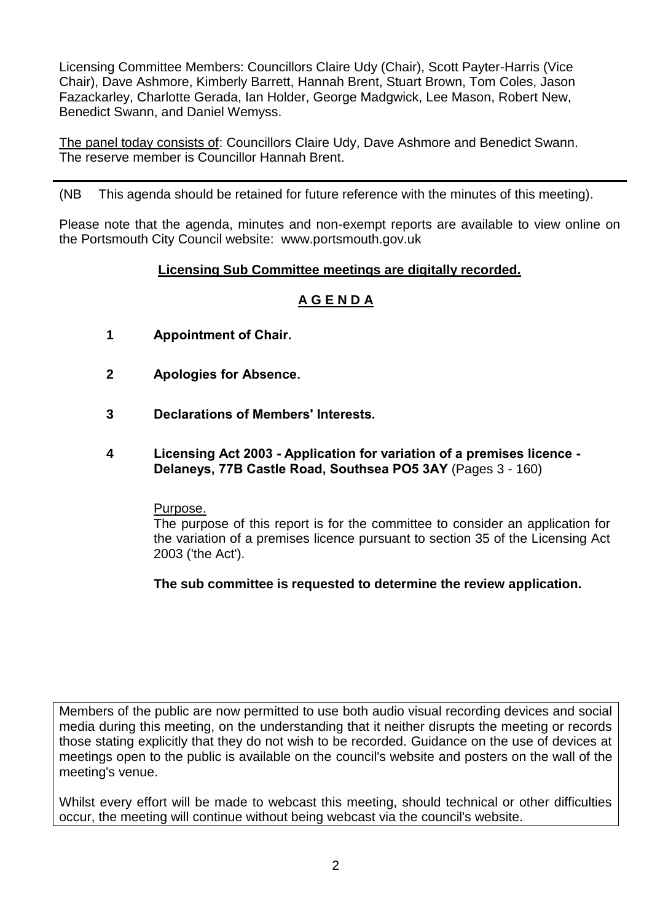Licensing Committee Members: Councillors Claire Udy (Chair), Scott Payter-Harris (Vice Chair), Dave Ashmore, Kimberly Barrett, Hannah Brent, Stuart Brown, Tom Coles, Jason Fazackarley, Charlotte Gerada, Ian Holder, George Madgwick, Lee Mason, Robert New, Benedict Swann, and Daniel Wemyss.

The panel today consists of: Councillors Claire Udy, Dave Ashmore and Benedict Swann. The reserve member is Councillor Hannah Brent.

---

(NB This agenda should be retained for future reference with the minutes of this meeting).

Please note that the agenda, minutes and non-exempt reports are available to view online on the Portsmouth City Council website: www.portsmouth.gov.uk

**Licensing Sub Committee meetings are digitally recorded.**

**A G E N D A**

**1 Appointment of Chair.**

**2 Apologies for Absence.**

**3 Declarations of Members' Interests.**

**4 Licensing Act 2003 - Application for variation of a premises licence - Delaneys, 77B Castle Road, Southsea PO5 3AY** (Pages 3 - 160)

Purpose.

The purpose of this report is for the committee to consider an application for the variation of a premises licence pursuant to section 35 of the Licensing Act 2003 ('the Act').

**The sub committee is requested to determine the review application.**

Members of the public are now permitted to use both audio visual recording devices and social media during this meeting, on the understanding that it neither disrupts the meeting or records those stating explicitly that they do not wish to be recorded. Guidance on the use of devices at meetings open to the public is available on the council's website and posters on the wall of the meeting's venue.

Whilst every effort will be made to webcast this meeting, should technical or other difficulties occur, the meeting will continue without being webcast via the council's website.